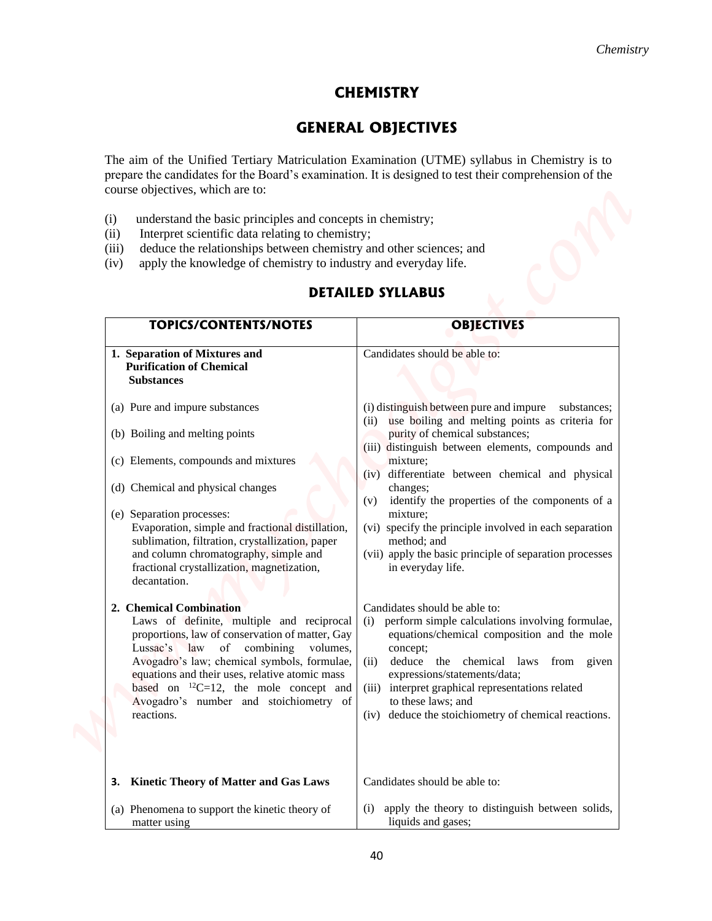# CHEMISTRY

## GENERAL OBJECTIVES

The aim of the Unified Tertiary Matriculation Examination (UTME) syllabus in Chemistry is to prepare the candidates for the Board's examination. It is designed to test their comprehension of the course objectives, which are to:

(i) understand the basic principles and concepts in chemistry;
(ii) Interpret scientific data relating to chemistry;
(iii) deduce the relationships between chemistry and other sciences; and
(iv) apply the knowledge of chemistry to industry and everyday life.

## DETAILED SYLLABUS

| TOPICS/CONTENTS/NOTES | OBJECTIVES |
|---|---|
| **1. Separation of Mixtures and Purification of Chemical Substances** | Candidates should be able to: |
| (a) Pure and impure substances<br>(b) Boiling and melting points<br>(c) Elements, compounds and mixtures<br>(d) Chemical and physical changes<br>(e) Separation processes: Evaporation, simple and fractional distillation, sublimation, filtration, crystallization, paper and column chromatography, simple and fractional crystallization, magnetization, decantation. | (i) distinguish between pure and impure substances;<br>(ii) use boiling and melting points as criteria for purity of chemical substances;<br>(iii) distinguish between elements, compounds and mixture;<br>(iv) differentiate between chemical and physical changes;<br>(v) identify the properties of the components of a mixture;<br>(vi) specify the principle involved in each separation method; and<br>(vii) apply the basic principle of separation processes in everyday life. |
| **2. Chemical Combination**<br>Laws of definite, multiple and reciprocal proportions, law of conservation of matter, Gay Lussac's law of combining volumes, Avogadro's law; chemical symbols, formulae, equations and their uses, relative atomic mass based on $^{12}C=12$, the mole concept and Avogadro's number and stoichiometry of reactions. | Candidates should be able to:<br>(i) perform simple calculations involving formulae, equations/chemical composition and the mole concept;<br>(ii) deduce the chemical laws from given expressions/statements/data;<br>(iii) interpret graphical representations related to these laws; and<br>(iv) deduce the stoichiometry of chemical reactions. |
| **3. Kinetic Theory of Matter and Gas Laws** | Candidates should be able to: |
| (a) Phenomena to support the kinetic theory of matter using | (i) apply the theory to distinguish between solids, liquids and gases; |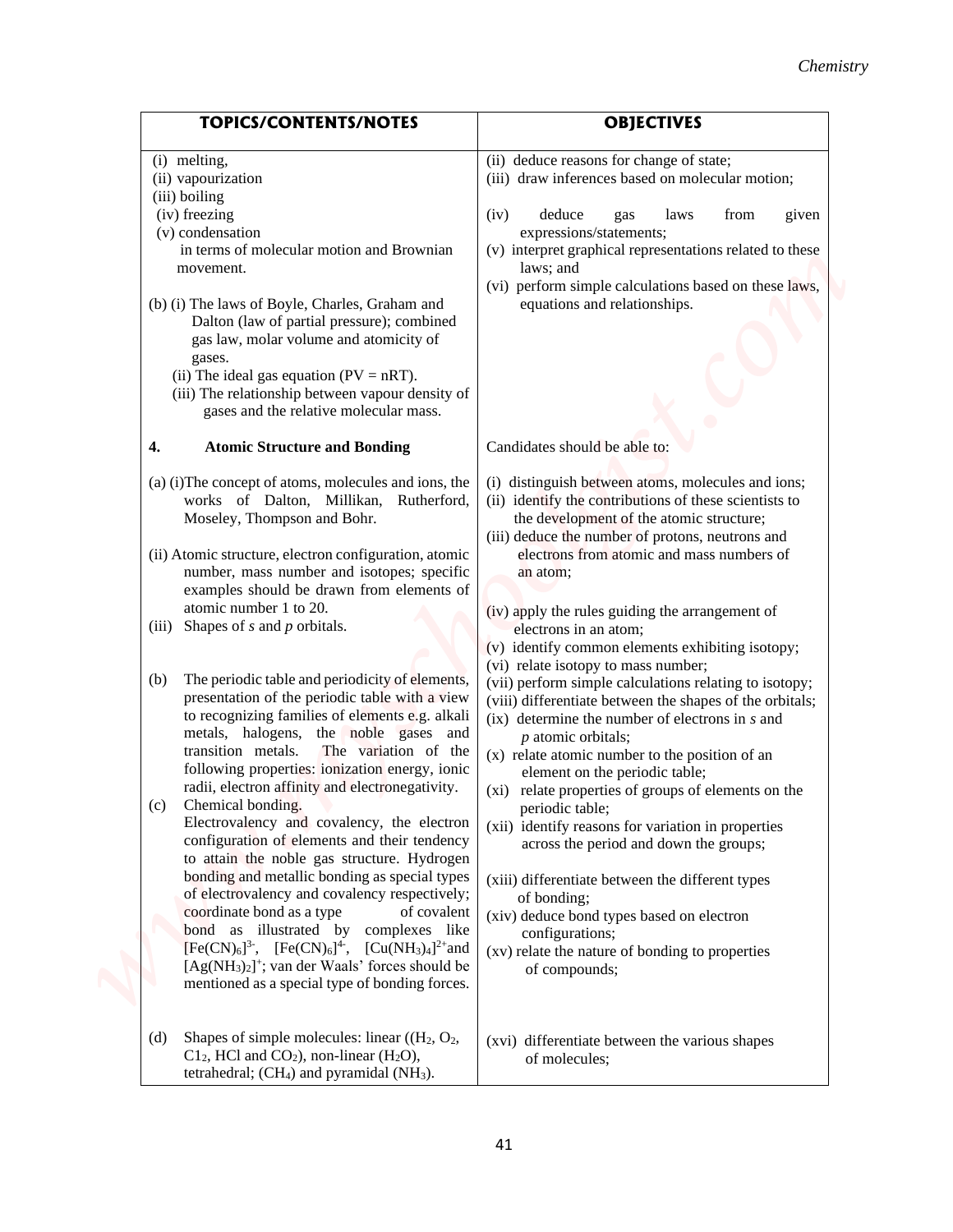| TOPICS/CONTENTS/NOTES | OBJECTIVES |
|---|---|
| (i) melting,<br>(ii) vapourization<br>(iii) boiling<br>(iv) freezing<br>(v) condensation<br>in terms of molecular motion and Brownian movement.<br><br>(b) (i) The laws of Boyle, Charles, Graham and Dalton (law of partial pressure); combined gas law, molar volume and atomicity of gases.<br>(ii) The ideal gas equation (PV = nRT).<br>(iii) The relationship between vapour density of gases and the relative molecular mass. | (ii) deduce reasons for change of state;<br>(iii) draw inferences based on molecular motion;<br><br>(iv) deduce gas laws from given expressions/statements;<br>(v) interpret graphical representations related to these laws; and<br>(vi) perform simple calculations based on these laws, equations and relationships. |
| **4. Atomic Structure and Bonding** | Candidates should be able to: |
| (a) (i)The concept of atoms, molecules and ions, the works of Dalton, Millikan, Rutherford, Moseley, Thompson and Bohr.<br><br>(ii) Atomic structure, electron configuration, atomic number, mass number and isotopes; specific examples should be drawn from elements of atomic number 1 to 20.<br>(iii) Shapes of *s* and *p* orbitals.<br><br>(b) The periodic table and periodicity of elements, presentation of the periodic table with a view to recognizing families of elements e.g. alkali metals, halogens, the noble gases and transition metals. The variation of the following properties: ionization energy, ionic radii, electron affinity and electronegativity.<br>(c) Chemical bonding.<br>Electrovalency and covalency, the electron configuration of elements and their tendency to attain the noble gas structure. Hydrogen bonding and metallic bonding as special types of electrovalency and covalency respectively; coordinate bond as a type of covalent bond as illustrated by complexes like $[Fe(CN)_6]^{3-}$, $[Fe(CN)_6]^{4-}$, $[Cu(NH_3)_4]^{2+}$and $[Ag(NH_3)_2]^{+}$; van der Waals' forces should be mentioned as a special type of bonding forces. | (i) distinguish between atoms, molecules and ions;<br>(ii) identify the contributions of these scientists to the development of the atomic structure;<br>(iii) deduce the number of protons, neutrons and electrons from atomic and mass numbers of an atom;<br><br>(iv) apply the rules guiding the arrangement of electrons in an atom;<br>(v) identify common elements exhibiting isotopy;<br>(vi) relate isotopy to mass number;<br>(vii) perform simple calculations relating to isotopy;<br>(viii) differentiate between the shapes of the orbitals;<br>(ix) determine the number of electrons in *s* and *p* atomic orbitals;<br>(x) relate atomic number to the position of an element on the periodic table;<br>(xi) relate properties of groups of elements on the periodic table;<br>(xii) identify reasons for variation in properties across the period and down the groups;<br><br>(xiii) differentiate between the different types of bonding;<br>(xiv) deduce bond types based on electron configurations;<br>(xv) relate the nature of bonding to properties of compounds; |
| (d) Shapes of simple molecules: linear (($H_2$, $O_2$, $C1_2$, HCl and $CO_2$), non-linear ($H_2O$), tetrahedral; ($CH_4$) and pyramidal ($NH_3$). | (xvi) differentiate between the various shapes of molecules; |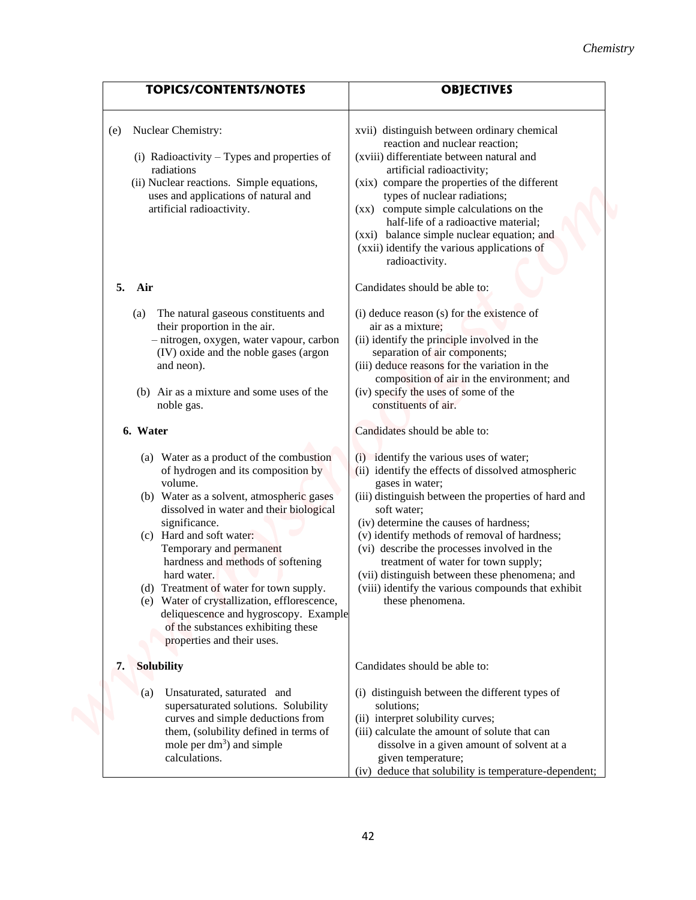| TOPICS/CONTENTS/NOTES | OBJECTIVES |
|---|---|
| (e) Nuclear Chemistry:<br><br>(i) Radioactivity – Types and properties of radiations<br>(ii) Nuclear reactions. Simple equations, uses and applications of natural and artificial radioactivity. | xvii) distinguish between ordinary chemical reaction and nuclear reaction;<br>(xviii) differentiate between natural and artificial radioactivity;<br>(xix) compare the properties of the different types of nuclear radiations;<br>(xx) compute simple calculations on the half-life of a radioactive material;<br>(xxi) balance simple nuclear equation; and<br>(xxii) identify the various applications of radioactivity. |
| **5. Air** | Candidates should be able to: |
| (a) The natural gaseous constituents and their proportion in the air.<br>– nitrogen, oxygen, water vapour, carbon (IV) oxide and the noble gases (argon and neon).<br><br>(b) Air as a mixture and some uses of the noble gas. | (i) deduce reason (s) for the existence of air as a mixture;<br>(ii) identify the principle involved in the separation of air components;<br>(iii) deduce reasons for the variation in the composition of air in the environment; and<br>(iv) specify the uses of some of the constituents of air. |
| **6. Water** | Candidates should be able to: |
| (a) Water as a product of the combustion of hydrogen and its composition by volume.<br>(b) Water as a solvent, atmospheric gases dissolved in water and their biological significance.<br>(c) Hard and soft water:<br>Temporary and permanent hardness and methods of softening hard water.<br>(d) Treatment of water for town supply.<br>(e) Water of crystallization, efflorescence, deliquescence and hygroscopy. Example of the substances exhibiting these properties and their uses. | (i) identify the various uses of water;<br>(ii) identify the effects of dissolved atmospheric gases in water;<br>(iii) distinguish between the properties of hard and soft water;<br>(iv) determine the causes of hardness;<br>(v) identify methods of removal of hardness;<br>(vi) describe the processes involved in the treatment of water for town supply;<br>(vii) distinguish between these phenomena; and<br>(viii) identify the various compounds that exhibit these phenomena. |
| **7. Solubility** | Candidates should be able to: |
| (a) Unsaturated, saturated and supersaturated solutions. Solubility curves and simple deductions from them, (solubility defined in terms of mole per $dm^3$) and simple calculations. | (i) distinguish between the different types of solutions;<br>(ii) interpret solubility curves;<br>(iii) calculate the amount of solute that can dissolve in a given amount of solvent at a given temperature;<br>(iv) deduce that solubility is temperature-dependent; |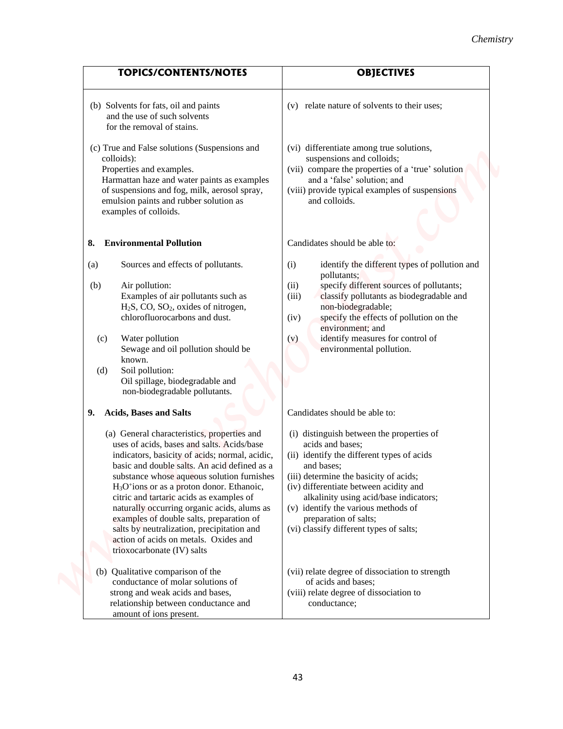| TOPICS/CONTENTS/NOTES | OBJECTIVES |
| --- | --- |
| (b) Solvents for fats, oil and paints and the use of such solvents for the removal of stains. | (v) relate nature of solvents to their uses; |
| (c) True and False solutions (Suspensions and colloids): Properties and examples. Harmattan haze and water paints as examples of suspensions and fog, milk, aerosol spray, emulsion paints and rubber solution as examples of colloids. | (vi) differentiate among true solutions, suspensions and colloids; (vii) compare the properties of a 'true' solution and a 'false' solution; and (viii) provide typical examples of suspensions and colloids. |
| **8. Environmental Pollution** | Candidates should be able to: |
| (a) Sources and effects of pollutants. (b) Air pollution: Examples of air pollutants such as $H_2S$, CO, $SO_2$, oxides of nitrogen, chlorofluorocarbons and dust. (c) Water pollution Sewage and oil pollution should be known. (d) Soil pollution: Oil spillage, biodegradable and non-biodegradable pollutants. | (i) identify the different types of pollution and pollutants; (ii) specify different sources of pollutants; (iii) classify pollutants as biodegradable and non-biodegradable; (iv) specify the effects of pollution on the environment; and (v) identify measures for control of environmental pollution. |
| **9. Acids, Bases and Salts** | Candidates should be able to: |
| (a) General characteristics, properties and uses of acids, bases and salts. Acids/base indicators, basicity of acids; normal, acidic, basic and double salts. An acid defined as a substance whose aqueous solution furnishes $H_3O^+$ions or as a proton donor. Ethanoic, citric and tartaric acids as examples of naturally occurring organic acids, alums as examples of double salts, preparation of salts by neutralization, precipitation and action of acids on metals. Oxides and trioxocarbonate (IV) salts | (i) distinguish between the properties of acids and bases; (ii) identify the different types of acids and bases; (iii) determine the basicity of acids; (iv) differentiate between acidity and alkalinity using acid/base indicators; (v) identify the various methods of preparation of salts; (vi) classify different types of salts; |
| (b) Qualitative comparison of the conductance of molar solutions of strong and weak acids and bases, relationship between conductance and amount of ions present. | (vii) relate degree of dissociation to strength of acids and bases; (viii) relate degree of dissociation to conductance; |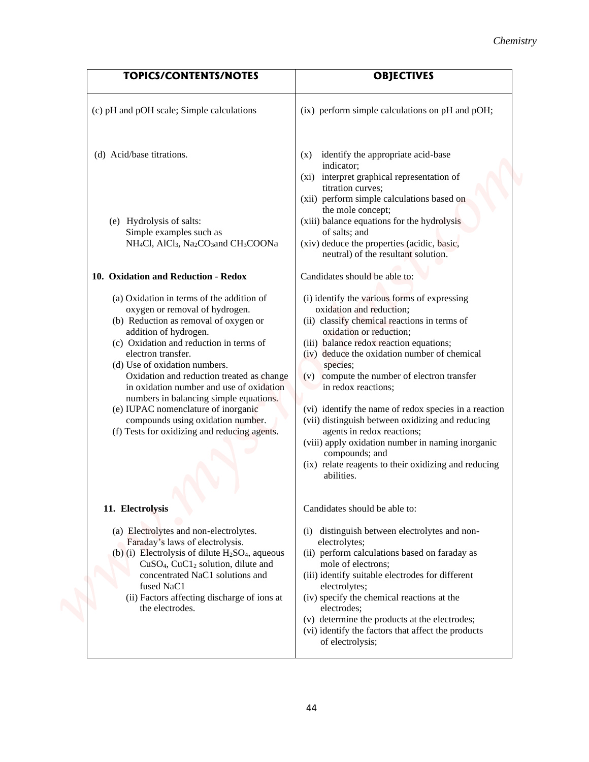| TOPICS/CONTENTS/NOTES | OBJECTIVES |
|---|---|
| (c) pH and pOH scale; Simple calculations | (ix) perform simple calculations on pH and pOH; |
| (d) Acid/base titrations. | (x) identify the appropriate acid-base indicator;<br>(xi) interpret graphical representation of titration curves;<br>(xii) perform simple calculations based on the mole concept; |
| (e) Hydrolysis of salts: Simple examples such as $NH_4Cl$, $AlCl_3$, $Na_2CO_3$and $CH_3COONa$ | (xiii) balance equations for the hydrolysis of salts; and<br>(xiv) deduce the properties (acidic, basic, neutral) of the resultant solution. |
| **10. Oxidation and Reduction - Redox** | Candidates should be able to: |
| (a) Oxidation in terms of the addition of oxygen or removal of hydrogen.<br>(b) Reduction as removal of oxygen or addition of hydrogen.<br>(c) Oxidation and reduction in terms of electron transfer.<br>(d) Use of oxidation numbers. Oxidation and reduction treated as change in oxidation number and use of oxidation numbers in balancing simple equations.<br>(e) IUPAC nomenclature of inorganic compounds using oxidation number.<br>(f) Tests for oxidizing and reducing agents. | (i) identify the various forms of expressing oxidation and reduction;<br>(ii) classify chemical reactions in terms of oxidation or reduction;<br>(iii) balance redox reaction equations;<br>(iv) deduce the oxidation number of chemical species;<br>(v) compute the number of electron transfer in redox reactions;<br>(vi) identify the name of redox species in a reaction<br>(vii) distinguish between oxidizing and reducing agents in redox reactions;<br>(viii) apply oxidation number in naming inorganic compounds; and<br>(ix) relate reagents to their oxidizing and reducing abilities. |
| **11. Electrolysis** | Candidates should be able to: |
| (a) Electrolytes and non-electrolytes. Faraday's laws of electrolysis.<br>(b) (i) Electrolysis of dilute $H_2SO_4$, aqueous $CuSO_4$, $CuC1_2$ solution, dilute and concentrated NaC1 solutions and fused NaC1<br>(ii) Factors affecting discharge of ions at the electrodes. | (i) distinguish between electrolytes and non-electrolytes;<br>(ii) perform calculations based on faraday as mole of electrons;<br>(iii) identify suitable electrodes for different electrolytes;<br>(iv) specify the chemical reactions at the electrodes;<br>(v) determine the products at the electrodes;<br>(vi) identify the factors that affect the products of electrolysis; |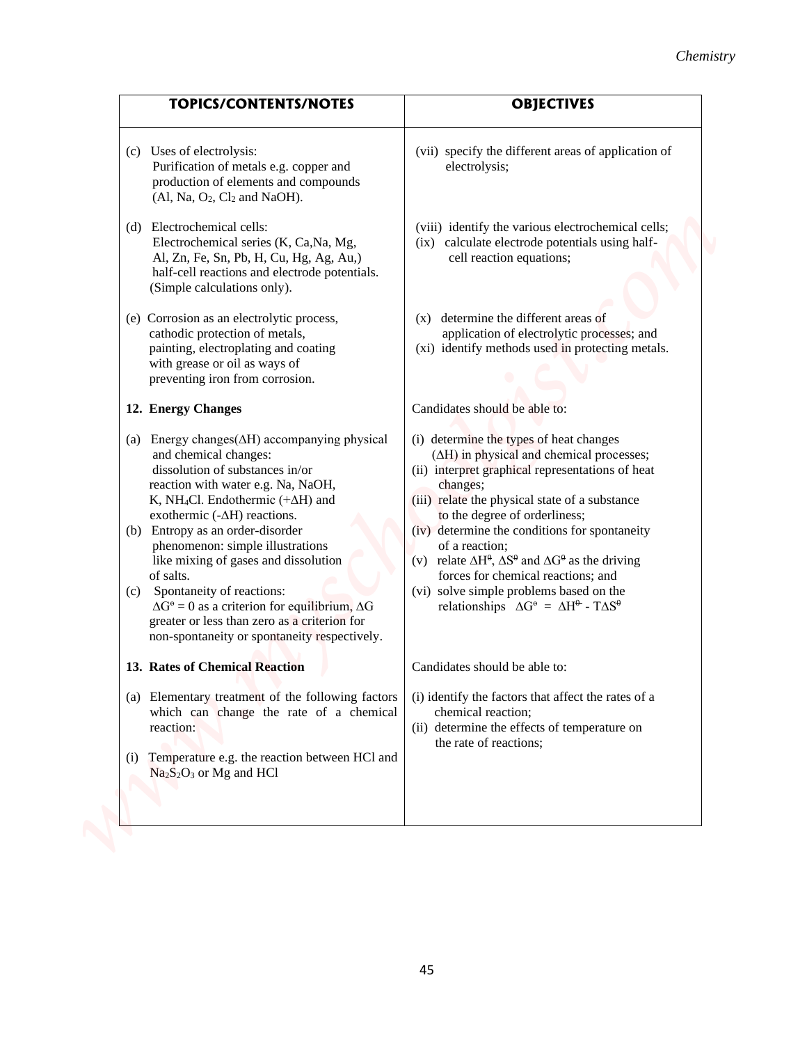| TOPICS/CONTENTS/NOTES | OBJECTIVES |
| --- | --- |
| (c) Uses of electrolysis: Purification of metals e.g. copper and production of elements and compounds (Al, Na, $O_2$, $Cl_2$ and NaOH). | (vii) specify the different areas of application of electrolysis; |
| (d) Electrochemical cells: Electrochemical series (K, Ca, Na, Mg, Al, Zn, Fe, Sn, Pb, H, Cu, Hg, Ag, Au,) half-cell reactions and electrode potentials. (Simple calculations only). | (viii) identify the various electrochemical cells;<br>(ix) calculate electrode potentials using half-cell reaction equations; |
| (e) Corrosion as an electrolytic process, cathodic protection of metals, painting, electroplating and coating with grease or oil as ways of preventing iron from corrosion. | (x) determine the different areas of application of electrolytic processes; and<br>(xi) identify methods used in protecting metals. |
| **12. Energy Changes** | Candidates should be able to: |
| (a) Energy changes($\Delta H$) accompanying physical and chemical changes: dissolution of substances in/or reaction with water e.g. Na, NaOH, K, $NH_4Cl$. Endothermic ($+\Delta H$) and exothermic ($-\Delta H$) reactions.<br>(b) Entropy as an order-disorder phenomenon: simple illustrations like mixing of gases and dissolution of salts.<br>(c) Spontaneity of reactions: $\Delta G^{o} = 0$ as a criterion for equilibrium, $\Delta G$ greater or less than zero as a criterion for non-spontaneity or spontaneity respectively. | (i) determine the types of heat changes ($\Delta H$) in physical and chemical processes;<br>(ii) interpret graphical representations of heat changes;<br>(iii) relate the physical state of a substance to the degree of orderliness;<br>(iv) determine the conditions for spontaneity of a reaction;<br>(v) relate $\Delta H^{\theta}$, $\Delta S^{\theta}$ and $\Delta G^{\theta}$ as the driving forces for chemical reactions; and<br>(vi) solve simple problems based on the relationships $\Delta G^{o} = \Delta H^{\theta} - T\Delta S^{\theta}$ |
| **13. Rates of Chemical Reaction** | Candidates should be able to: |
| (a) Elementary treatment of the following factors which can change the rate of a chemical reaction:<br>(i) Temperature e.g. the reaction between HCl and $Na_2S_2O_3$ or Mg and HCl | (i) identify the factors that affect the rates of a chemical reaction;<br>(ii) determine the effects of temperature on the rate of reactions; |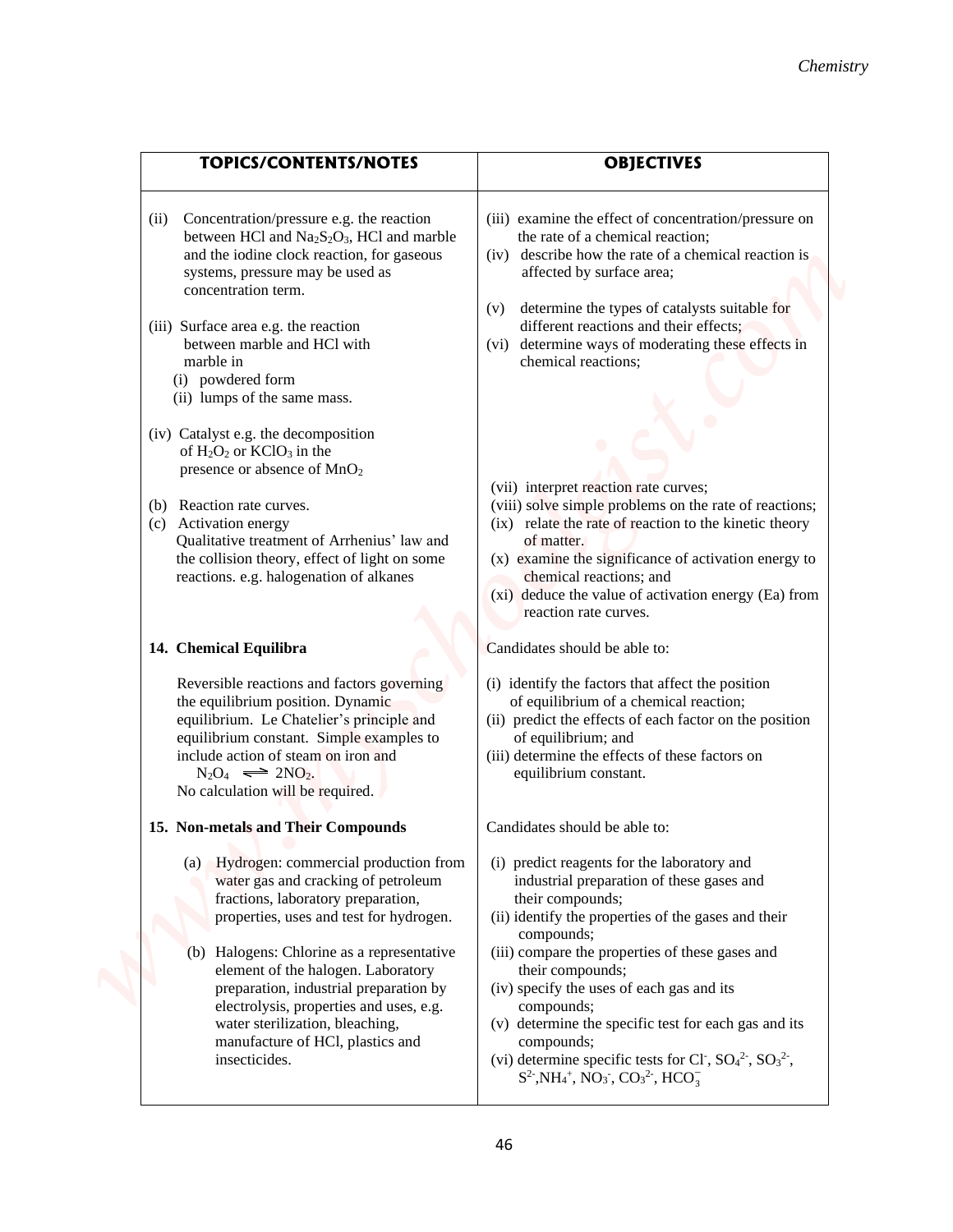| TOPICS/CONTENTS/NOTES | OBJECTIVES |
|---|---|
| (ii) Concentration/pressure e.g. the reaction between HCl and $Na_2S_2O_3$, HCl and marble and the iodine clock reaction, for gaseous systems, pressure may be used as concentration term.<br><br>(iii) Surface area e.g. the reaction between marble and HCl with marble in<br>(i) powdered form<br>(ii) lumps of the same mass.<br><br>(iv) Catalyst e.g. the decomposition of $H_2O_2$ or $KClO_3$ in the presence or absence of $MnO_2$ | (iii) examine the effect of concentration/pressure on the rate of a chemical reaction;<br>(iv) describe how the rate of a chemical reaction is affected by surface area;<br><br>(v) determine the types of catalysts suitable for different reactions and their effects;<br>(vi) determine ways of moderating these effects in chemical reactions; |
| (b) Reaction rate curves.<br>(c) Activation energy<br>Qualitative treatment of Arrhenius' law and the collision theory, effect of light on some reactions. e.g. halogenation of alkanes | (vii) interpret reaction rate curves;<br>(viii) solve simple problems on the rate of reactions;<br>(ix) relate the rate of reaction to the kinetic theory of matter.<br>(x) examine the significance of activation energy to chemical reactions; and<br>(xi) deduce the value of activation energy (Ea) from reaction rate curves. |
| **14. Chemical Equilibra**<br><br>Reversible reactions and factors governing the equilibrium position. Dynamic equilibrium. Le Chatelier's principle and equilibrium constant. Simple examples to include action of steam on iron and<br>$N_2O_4 \rightleftharpoons 2NO_2$.<br>No calculation will be required. | Candidates should be able to:<br><br>(i) identify the factors that affect the position of equilibrium of a chemical reaction;<br>(ii) predict the effects of each factor on the position of equilibrium; and<br>(iii) determine the effects of these factors on equilibrium constant. |
| **15. Non-metals and Their Compounds**<br><br>(a) Hydrogen: commercial production from water gas and cracking of petroleum fractions, laboratory preparation, properties, uses and test for hydrogen.<br><br>(b) Halogens: Chlorine as a representative element of the halogen. Laboratory preparation, industrial preparation by electrolysis, properties and uses, e.g. water sterilization, bleaching, manufacture of HCl, plastics and insecticides. | Candidates should be able to:<br><br>(i) predict reagents for the laboratory and industrial preparation of these gases and their compounds;<br>(ii) identify the properties of the gases and their compounds;<br>(iii) compare the properties of these gases and their compounds;<br>(iv) specify the uses of each gas and its compounds;<br>(v) determine the specific test for each gas and its compounds;<br>(vi) determine specific tests for $Cl^-$, $SO_4^{2-}$, $SO_3^{2-}$, $S^{2-}$, $NH_4^+$, $NO_3^-$, $CO_3^{2-}$, $HCO_3^-$ |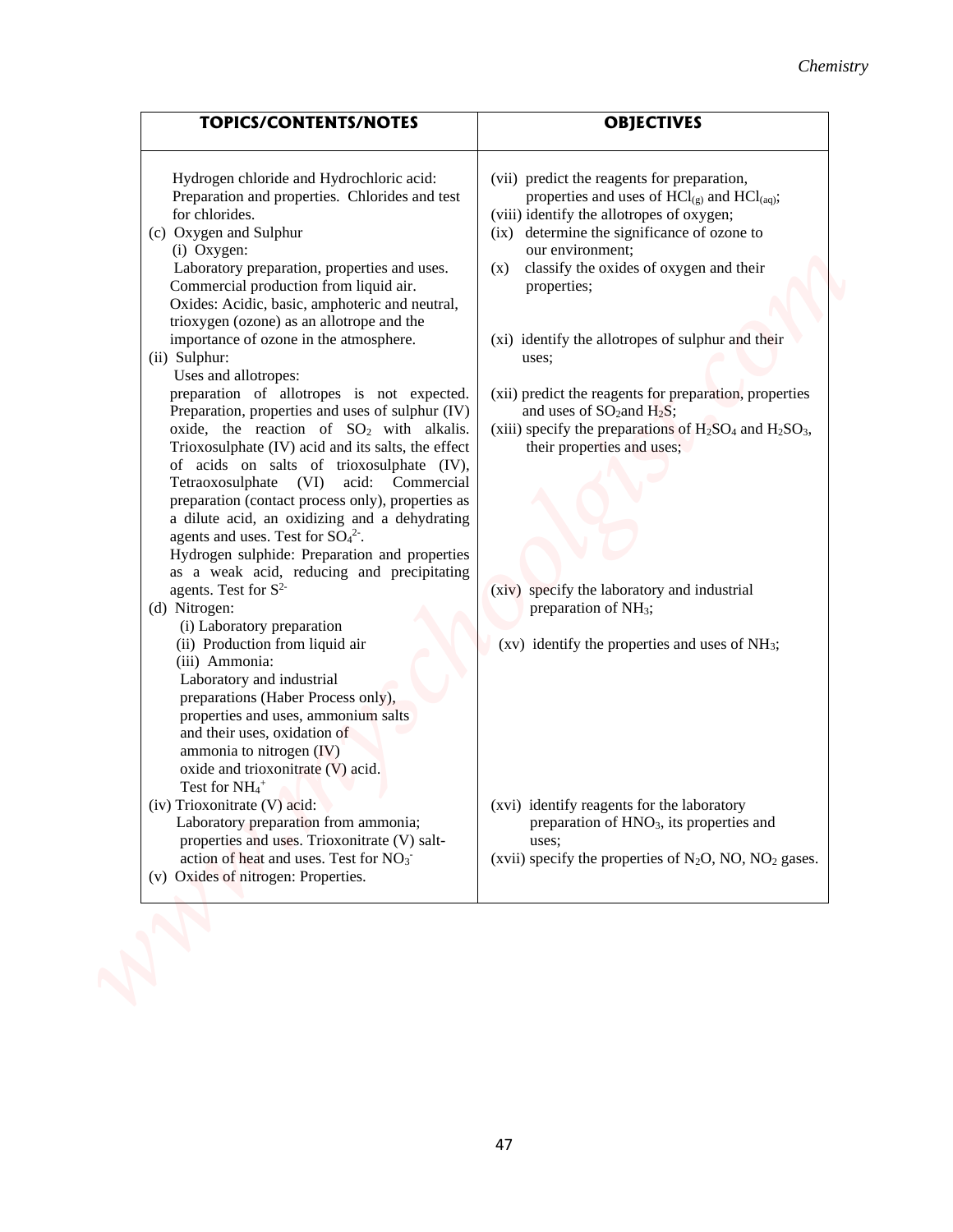| TOPICS/CONTENTS/NOTES | OBJECTIVES |
|---|---|
| Hydrogen chloride and Hydrochloric acid: Preparation and properties. Chlorides and test for chlorides. | (vii) predict the reagents for preparation, properties and uses of $HCl_{(g)}$ and $HCl_{(aq)}$; |
| (c) Oxygen and Sulphur<br>(i) Oxygen:<br>Laboratory preparation, properties and uses. Commercial production from liquid air. Oxides: Acidic, basic, amphoteric and neutral, trioxygen (ozone) as an allotrope and the importance of ozone in the atmosphere. | (viii) identify the allotropes of oxygen;<br>(ix) determine the significance of ozone to our environment;<br>(x) classify the oxides of oxygen and their properties; |
| (ii) Sulphur:<br>Uses and allotropes:<br>preparation of allotropes is not expected. Preparation, properties and uses of sulphur (IV) oxide, the reaction of $SO_2$ with alkalis. Trioxosulphate (IV) acid and its salts, the effect of acids on salts of trioxosulphate (IV), Tetraoxosulphate (VI) acid: Commercial preparation (contact process only), properties as a dilute acid, an oxidizing and a dehydrating agents and uses. Test for $SO_4^{2-}$.<br>Hydrogen sulphide: Preparation and properties as a weak acid, reducing and precipitating agents. Test for $S^{2-}$ | (xi) identify the allotropes of sulphur and their uses;<br>(xii) predict the reagents for preparation, properties and uses of $SO_2$ and $H_2S$;<br>(xiii) specify the preparations of $H_2SO_4$ and $H_2SO_3$, their properties and uses; |
| (d) Nitrogen:<br>(i) Laboratory preparation<br>(ii) Production from liquid air<br>(iii) Ammonia:<br>Laboratory and industrial preparations (Haber Process only), properties and uses, ammonium salts and their uses, oxidation of ammonia to nitrogen (IV) oxide and trioxonitrate (V) acid. Test for $NH_4^+$ | (xiv) specify the laboratory and industrial preparation of $NH_3$;<br>(xv) identify the properties and uses of $NH_3$; |
| (iv) Trioxonitrate (V) acid:<br>Laboratory preparation from ammonia; properties and uses. Trioxonitrate (V) salt-action of heat and uses. Test for $NO_3^-$<br>(v) Oxides of nitrogen: Properties. | (xvi) identify reagents for the laboratory preparation of $HNO_3$, its properties and uses;<br>(xvii) specify the properties of $N_2O$, $NO$, $NO_2$ gases. |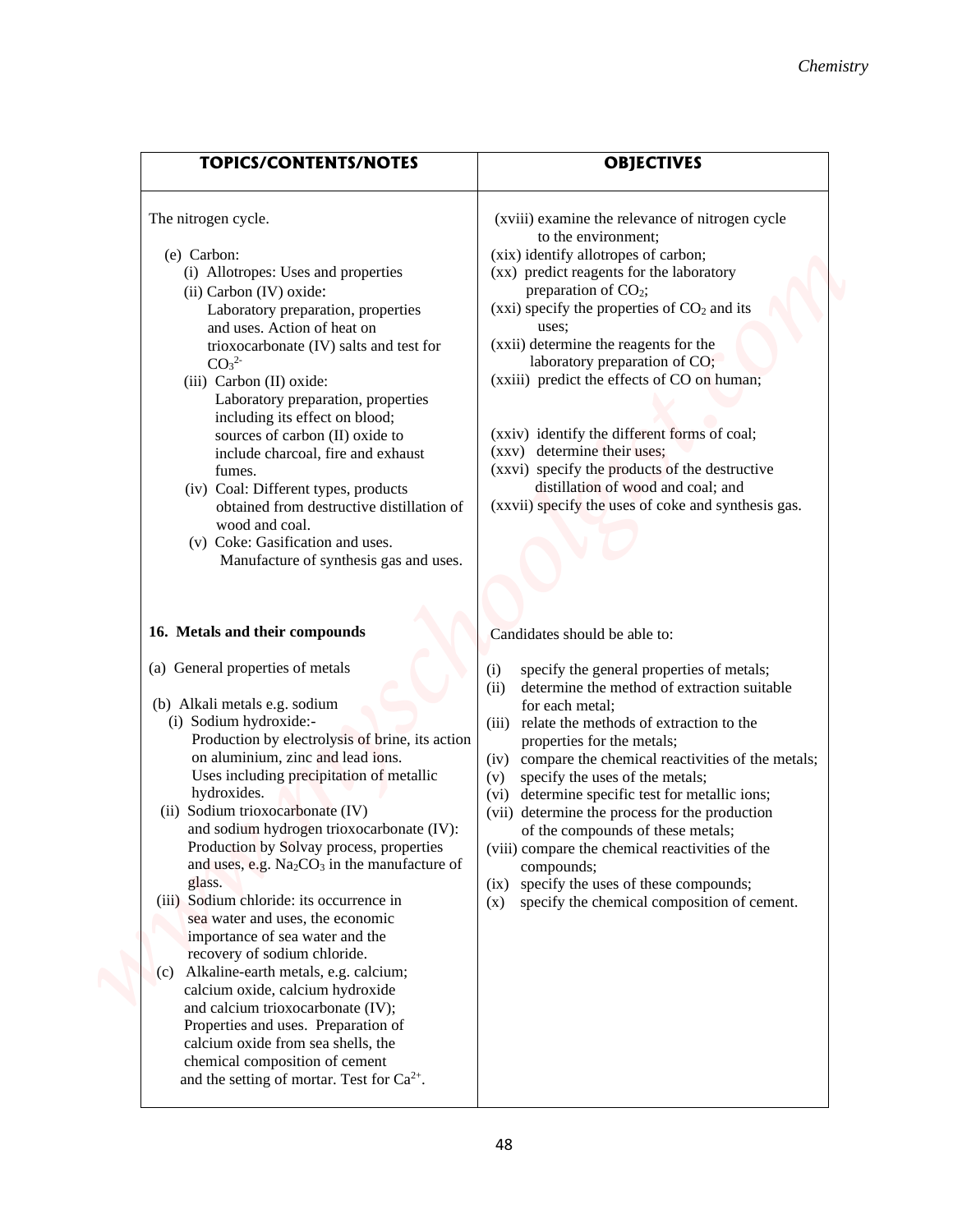| TOPICS/CONTENTS/NOTES | OBJECTIVES |
|---|---|
| The nitrogen cycle.<br><br>(e) Carbon:<br>(i) Allotropes: Uses and properties<br>(ii) Carbon (IV) oxide: Laboratory preparation, properties and uses. Action of heat on trioxocarbonate (IV) salts and test for $CO_3^{2-}$<br>(iii) Carbon (II) oxide: Laboratory preparation, properties including its effect on blood; sources of carbon (II) oxide to include charcoal, fire and exhaust fumes.<br>(iv) Coal: Different types, products obtained from destructive distillation of wood and coal.<br>(v) Coke: Gasification and uses. Manufacture of synthesis gas and uses. | (xviii) examine the relevance of nitrogen cycle to the environment;<br>(xix) identify allotropes of carbon;<br>(xx) predict reagents for the laboratory preparation of $CO_2$;<br>(xxi) specify the properties of $CO_2$ and its uses;<br>(xxii) determine the reagents for the laboratory preparation of CO;<br>(xxiii) predict the effects of CO on human;<br><br>(xxiv) identify the different forms of coal;<br>(xxv) determine their uses;<br>(xxvi) specify the products of the destructive distillation of wood and coal; and<br>(xxvii) specify the uses of coke and synthesis gas. |
| **16. Metals and their compounds**<br><br>(a) General properties of metals<br><br>(b) Alkali metals e.g. sodium<br>(i) Sodium hydroxide:- Production by electrolysis of brine, its action on aluminium, zinc and lead ions. Uses including precipitation of metallic hydroxides.<br>(ii) Sodium trioxocarbonate (IV) and sodium hydrogen trioxocarbonate (IV): Production by Solvay process, properties and uses, e.g. $Na_2CO_3$ in the manufacture of glass.<br>(iii) Sodium chloride: its occurrence in sea water and uses, the economic importance of sea water and the recovery of sodium chloride.<br>(c) Alkaline-earth metals, e.g. calcium; calcium oxide, calcium hydroxide and calcium trioxocarbonate (IV); Properties and uses. Preparation of calcium oxide from sea shells, the chemical composition of cement and the setting of mortar. Test for $Ca^{2+}$. | Candidates should be able to:<br><br>(i) specify the general properties of metals;<br>(ii) determine the method of extraction suitable for each metal;<br>(iii) relate the methods of extraction to the properties for the metals;<br>(iv) compare the chemical reactivities of the metals;<br>(v) specify the uses of the metals;<br>(vi) determine specific test for metallic ions;<br>(vii) determine the process for the production of the compounds of these metals;<br>(viii) compare the chemical reactivities of the compounds;<br>(ix) specify the uses of these compounds;<br>(x) specify the chemical composition of cement. |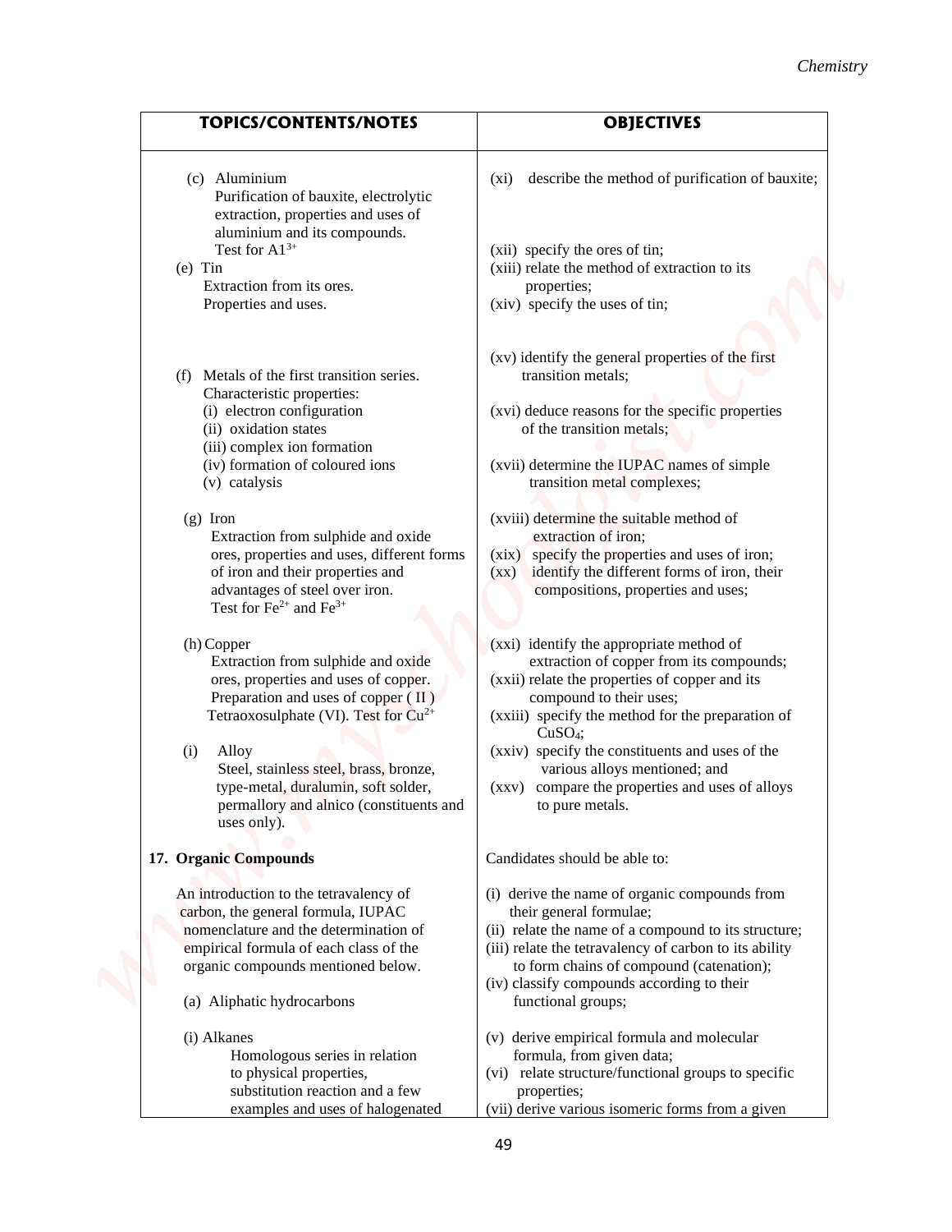| TOPICS/CONTENTS/NOTES | OBJECTIVES |
|---|---|
| (c) Aluminium<br>Purification of bauxite, electrolytic extraction, properties and uses of aluminium and its compounds.<br>Test for $Al^{3+}$ | (xi) describe the method of purification of bauxite; |
| (e) Tin<br>Extraction from its ores.<br>Properties and uses. | (xii) specify the ores of tin;<br>(xiii) relate the method of extraction to its properties;<br>(xiv) specify the uses of tin; |
| (f) Metals of the first transition series.<br>Characteristic properties:<br>(i) electron configuration<br>(ii) oxidation states<br>(iii) complex ion formation<br>(iv) formation of coloured ions<br>(v) catalysis | (xv) identify the general properties of the first transition metals;<br>(xvi) deduce reasons for the specific properties of the transition metals;<br>(xvii) determine the IUPAC names of simple transition metal complexes; |
| (g) Iron<br>Extraction from sulphide and oxide ores, properties and uses, different forms of iron and their properties and advantages of steel over iron.<br>Test for $Fe^{2+}$ and $Fe^{3+}$ | (xviii) determine the suitable method of extraction of iron;<br>(xix) specify the properties and uses of iron;<br>(xx) identify the different forms of iron, their compositions, properties and uses; |
| (h) Copper<br>Extraction from sulphide and oxide ores, properties and uses of copper. Preparation and uses of copper ( II ) Tetraoxosulphate (VI). Test for $Cu^{2+}$ | (xxi) identify the appropriate method of extraction of copper from its compounds;<br>(xxii) relate the properties of copper and its compound to their uses;<br>(xxiii) specify the method for the preparation of $CuSO_4$; |
| (i) Alloy<br>Steel, stainless steel, brass, bronze, type-metal, duralumin, soft solder, permallory and alnico (constituents and uses only). | (xxiv) specify the constituents and uses of the various alloys mentioned; and<br>(xxv) compare the properties and uses of alloys to pure metals. |
| **17. Organic Compounds** | Candidates should be able to: |
| An introduction to the tetravalency of carbon, the general formula, IUPAC nomenclature and the determination of empirical formula of each class of the organic compounds mentioned below.<br><br>(a) Aliphatic hydrocarbons<br><br>(i) Alkanes<br>Homologous series in relation to physical properties, substitution reaction and a few examples and uses of halogenated | (i) derive the name of organic compounds from their general formulae;<br>(ii) relate the name of a compound to its structure;<br>(iii) relate the tetravalency of carbon to its ability to form chains of compound (catenation);<br>(iv) classify compounds according to their functional groups;<br>(v) derive empirical formula and molecular formula, from given data;<br>(vi) relate structure/functional groups to specific properties;<br>(vii) derive various isomeric forms from a given |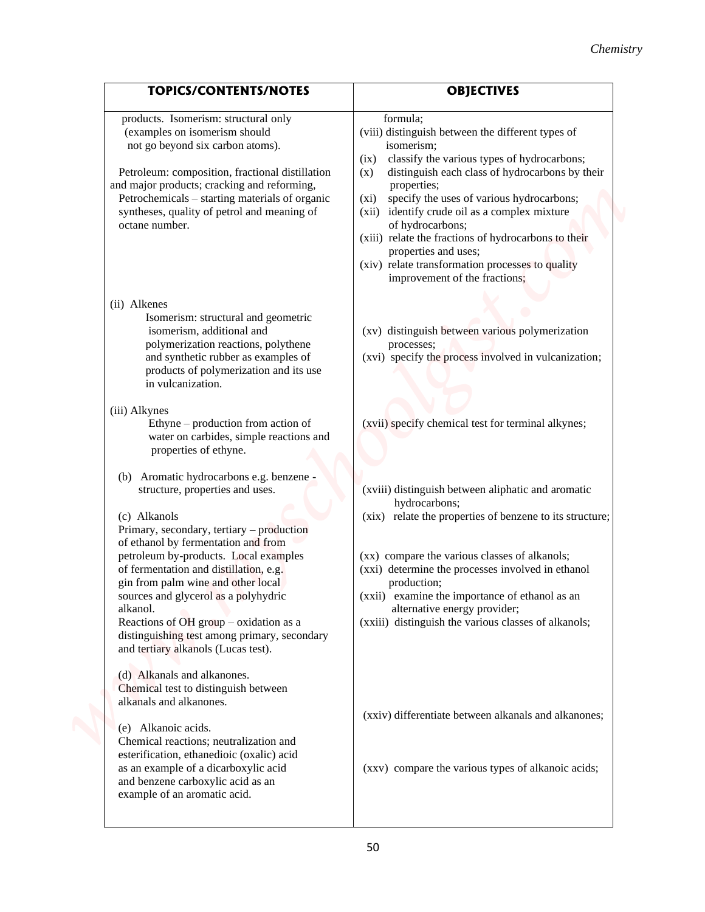| TOPICS/CONTENTS/NOTES | OBJECTIVES |
|---|---|
| products. Isomerism: structural only (examples on isomerism should not go beyond six carbon atoms).<br><br>Petroleum: composition, fractional distillation and major products; cracking and reforming, Petrochemicals – starting materials of organic syntheses, quality of petrol and meaning of octane number. | formula;<br>(viii) distinguish between the different types of isomerism;<br>(ix) classify the various types of hydrocarbons;<br>(x) distinguish each class of hydrocarbons by their properties;<br>(xi) specify the uses of various hydrocarbons;<br>(xii) identify crude oil as a complex mixture of hydrocarbons;<br>(xiii) relate the fractions of hydrocarbons to their properties and uses;<br>(xiv) relate transformation processes to quality improvement of the fractions; |
| (ii) Alkenes<br>Isomerism: structural and geometric isomerism, additional and polymerization reactions, polythene and synthetic rubber as examples of products of polymerization and its use in vulcanization. | (xv) distinguish between various polymerization processes;<br>(xvi) specify the process involved in vulcanization; |
| (iii) Alkynes<br>Ethyne – production from action of water on carbides, simple reactions and properties of ethyne. | (xvii) specify chemical test for terminal alkynes; |
| (b) Aromatic hydrocarbons e.g. benzene - structure, properties and uses. | (xviii) distinguish between aliphatic and aromatic hydrocarbons; |
| (c) Alkanols<br>Primary, secondary, tertiary – production of ethanol by fermentation and from petroleum by-products. Local examples of fermentation and distillation, e.g. gin from palm wine and other local sources and glycerol as a polyhydric alkanol.<br>Reactions of OH group – oxidation as a distinguishing test among primary, secondary and tertiary alkanols (Lucas test). | (xix) relate the properties of benzene to its structure;<br><br>(xx) compare the various classes of alkanols;<br>(xxi) determine the processes involved in ethanol production;<br>(xxii) examine the importance of ethanol as an alternative energy provider;<br>(xxiii) distinguish the various classes of alkanols; |
| (d) Alkanals and alkanones.<br>Chemical test to distinguish between alkanals and alkanones. | (xxiv) differentiate between alkanals and alkanones; |
| (e) Alkanoic acids.<br>Chemical reactions; neutralization and esterification, ethanedioic (oxalic) acid as an example of a dicarboxylic acid and benzene carboxylic acid as an example of an aromatic acid. | (xxv) compare the various types of alkanoic acids; |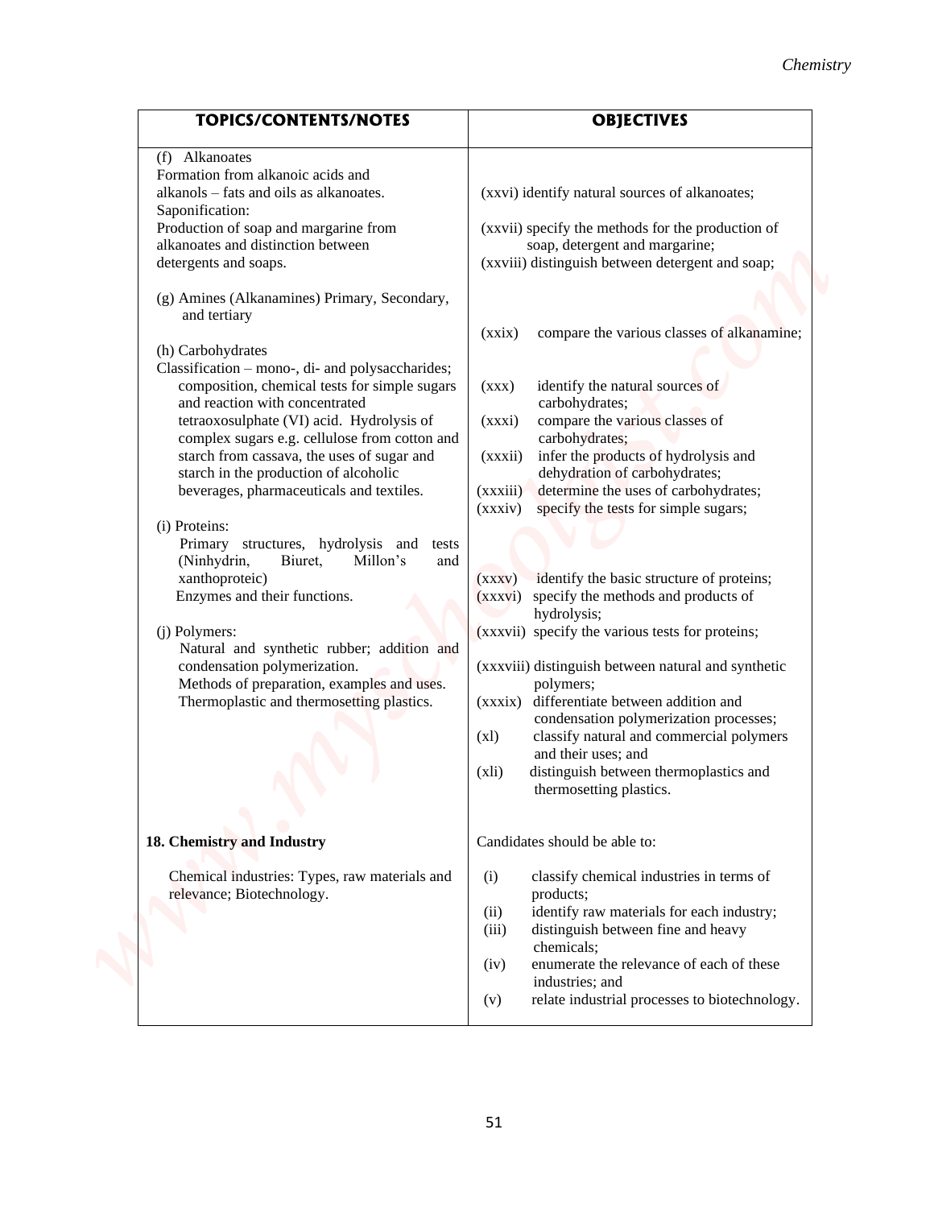| TOPICS/CONTENTS/NOTES | OBJECTIVES |
|---|---|
| (f) Alkanoates<br>Formation from alkanoic acids and alkanols – fats and oils as alkanoates.<br>Saponification:<br>Production of soap and margarine from alkanoates and distinction between detergents and soaps. | (xxvi) identify natural sources of alkanoates;<br>(xxvii) specify the methods for the production of soap, detergent and margarine;<br>(xxviii) distinguish between detergent and soap; |
| (g) Amines (Alkanamines) Primary, Secondary, and tertiary | (xxix) compare the various classes of alkanamine; |
| (h) Carbohydrates<br>Classification – mono-, di- and polysaccharides; composition, chemical tests for simple sugars and reaction with concentrated tetraoxosulphate (VI) acid. Hydrolysis of complex sugars e.g. cellulose from cotton and starch from cassava, the uses of sugar and starch in the production of alcoholic beverages, pharmaceuticals and textiles. | (xxx) identify the natural sources of carbohydrates;<br>(xxxi) compare the various classes of carbohydrates;<br>(xxxii) infer the products of hydrolysis and dehydration of carbohydrates;<br>(xxxiii) determine the uses of carbohydrates;<br>(xxxiv) specify the tests for simple sugars; |
| (i) Proteins:<br>Primary structures, hydrolysis and tests (Ninhydrin, Biuret, Millon's and xanthoproteic)<br>Enzymes and their functions. | (xxxv) identify the basic structure of proteins;<br>(xxxvi) specify the methods and products of hydrolysis;<br>(xxxvii) specify the various tests for proteins; |
| (j) Polymers:<br>Natural and synthetic rubber; addition and condensation polymerization.<br>Methods of preparation, examples and uses.<br>Thermoplastic and thermosetting plastics. | (xxxviii) distinguish between natural and synthetic polymers;<br>(xxxix) differentiate between addition and condensation polymerization processes;<br>(xl) classify natural and commercial polymers and their uses; and<br>(xli) distinguish between thermoplastics and thermosetting plastics. |
| **18. Chemistry and Industry**<br><br>Chemical industries: Types, raw materials and relevance; Biotechnology. | Candidates should be able to:<br><br>(i) classify chemical industries in terms of products;<br>(ii) identify raw materials for each industry;<br>(iii) distinguish between fine and heavy chemicals;<br>(iv) enumerate the relevance of each of these industries; and<br>(v) relate industrial processes to biotechnology. |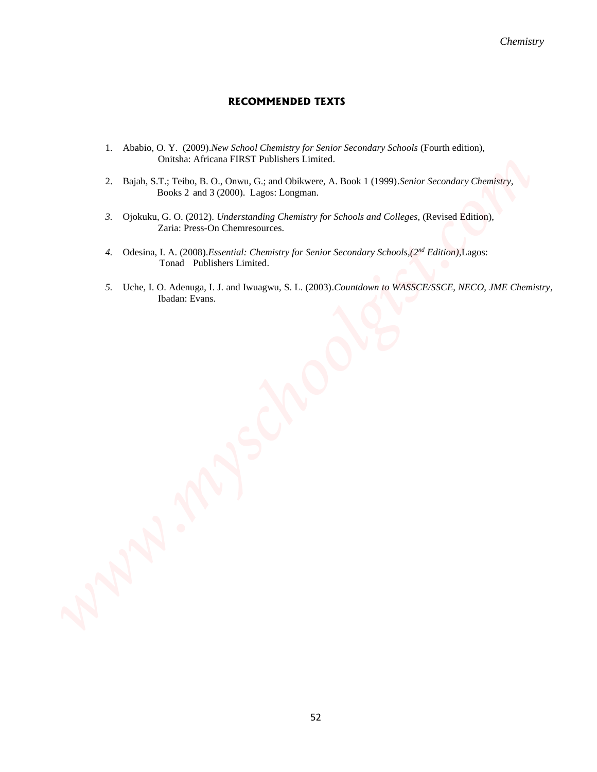## RECOMMENDED TEXTS

1. Ababio, O. Y. (2009).*New School Chemistry for Senior Secondary Schools* (Fourth edition), Onitsha: Africana FIRST Publishers Limited.

2. Bajah, S.T.; Teibo, B. O., Onwu, G.; and Obikwere, A. Book 1 (1999).*Senior Secondary Chemistry,* Books 2 and 3 (2000). Lagos: Longman.

3. Ojokuku, G. O. (2012). *Understanding Chemistry for Schools and Colleges,* (Revised Edition), Zaria: Press-On Chemresources.

4. Odesina, I. A. (2008).*Essential: Chemistry for Senior Secondary Schools,(2nd Edition)*,Lagos: Tonad Publishers Limited.

5. Uche, I. O. Adenuga, I. J. and Iwuagwu, S. L. (2003).*Countdown to WASSCE/SSCE, NECO, JME Chemistry*, Ibadan: Evans.